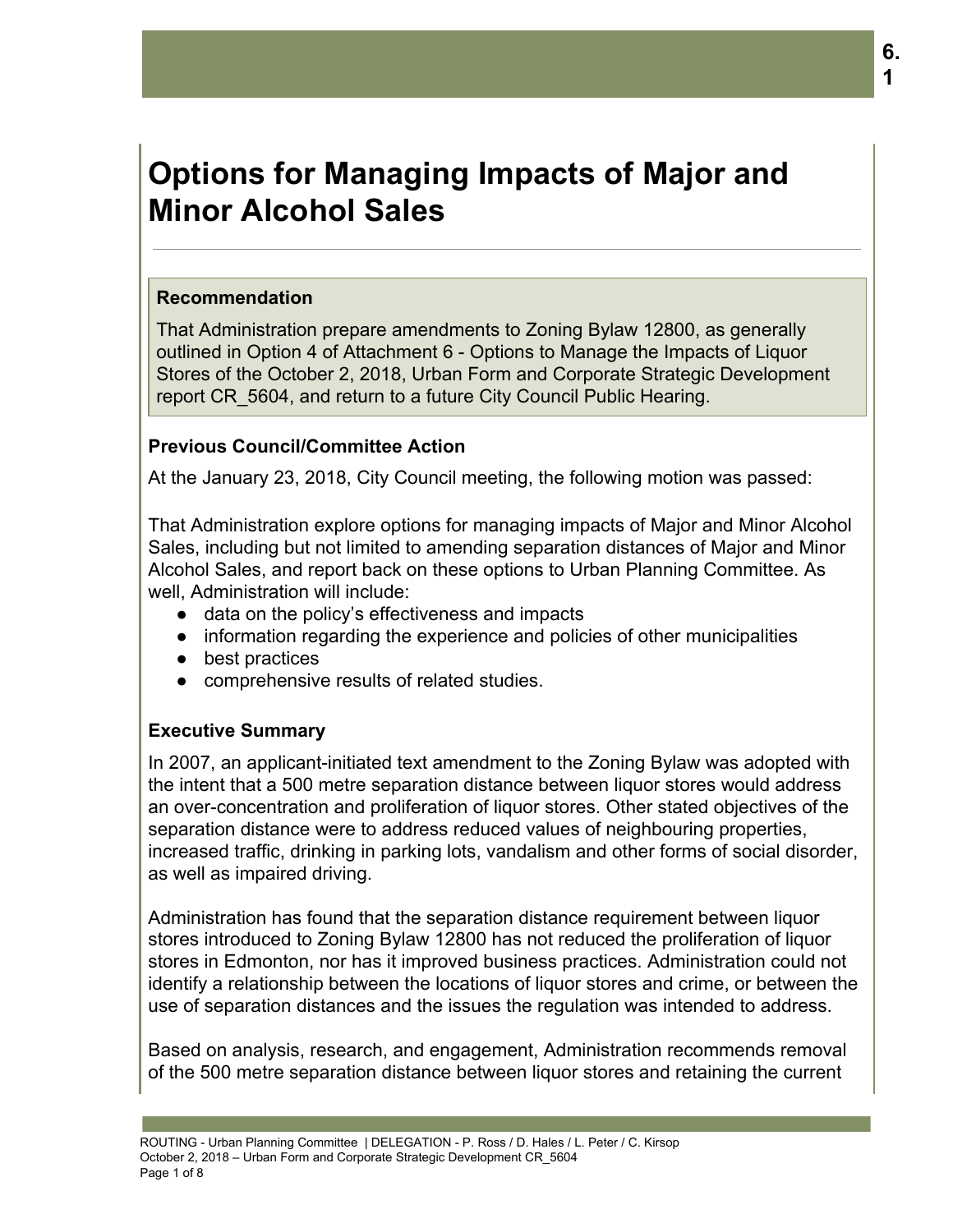# Options for Managing Impacts of Major and Minor Alcohol Sales

**Recommendation**

That Administration prepare amendments to Zoning Bylaw 12800, as generally outlined in Option 4 of Attachment 6 - Options to Manage the Impacts of Liquor Stores of the October 2, 2018, Urban Form and Corporate Strategic Development report CR_5604, and return to a future City Council Public Hearing.

**Previous Council/Committee Action**

At the January 23, 2018, City Council meeting, the following motion was passed:

That Administration explore options for managing impacts of Major and Minor Alcohol Sales, including but not limited to amending separation distances of Major and Minor Alcohol Sales, and report back on these options to Urban Planning Committee. As well, Administration will include:

- data on the policy's effectiveness and impacts
- information regarding the experience and policies of other municipalities
- best practices
- comprehensive results of related studies.

**Executive Summary**

In 2007, an applicant-initiated text amendment to the Zoning Bylaw was adopted with the intent that a 500 metre separation distance between liquor stores would address an over-concentration and proliferation of liquor stores. Other stated objectives of the separation distance were to address reduced values of neighbouring properties, increased traffic, drinking in parking lots, vandalism and other forms of social disorder, as well as impaired driving.

Administration has found that the separation distance requirement between liquor stores introduced to Zoning Bylaw 12800 has not reduced the proliferation of liquor stores in Edmonton, nor has it improved business practices. Administration could not identify a relationship between the locations of liquor stores and crime, or between the use of separation distances and the issues the regulation was intended to address.

Based on analysis, research, and engagement, Administration recommends removal of the 500 metre separation distance between liquor stores and retaining the current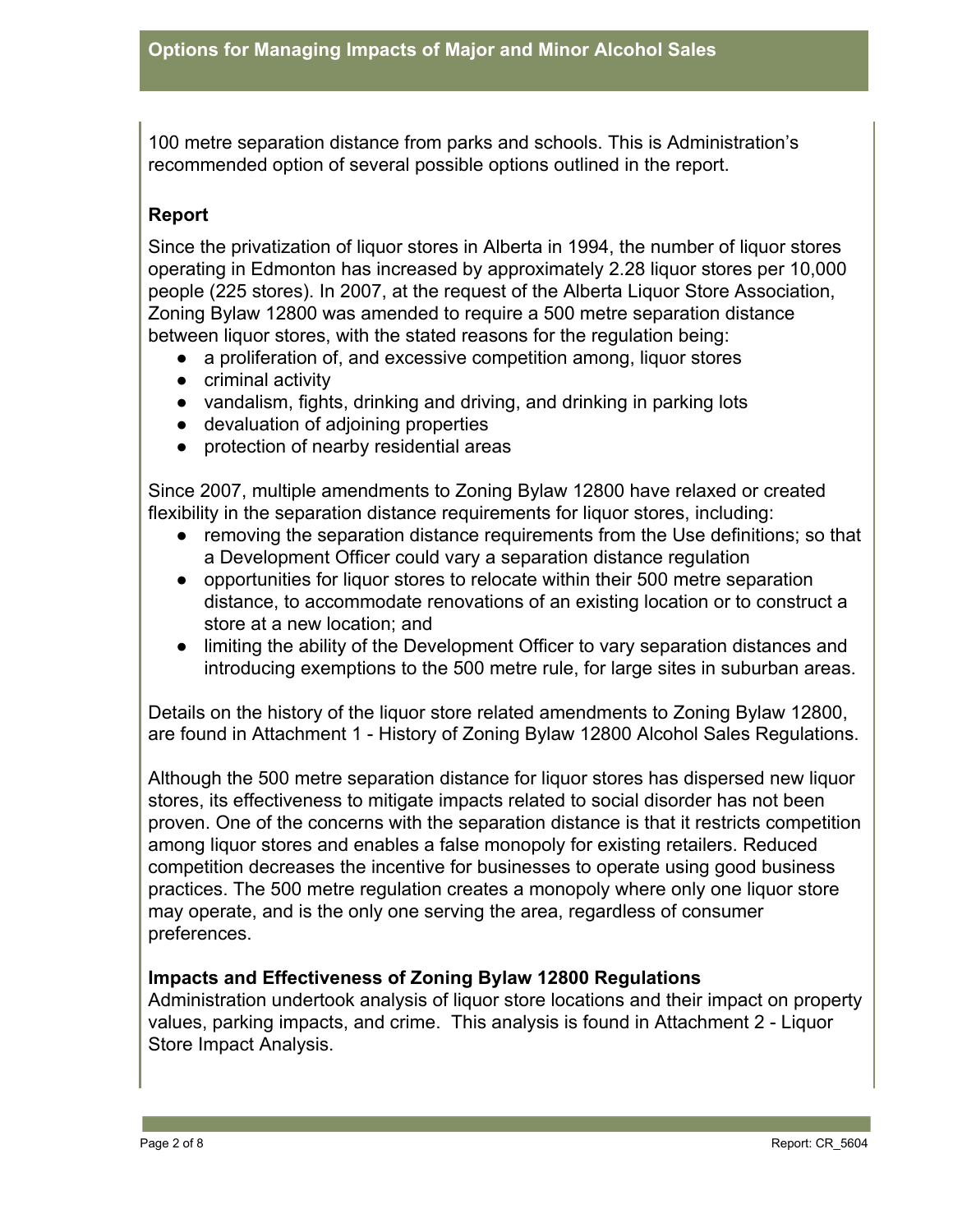100 metre separation distance from parks and schools. This is Administration's recommended option of several possible options outlined in the report.

## Report

Since the privatization of liquor stores in Alberta in 1994, the number of liquor stores operating in Edmonton has increased by approximately 2.28 liquor stores per 10,000 people (225 stores). In 2007, at the request of the Alberta Liquor Store Association, Zoning Bylaw 12800 was amended to require a 500 metre separation distance between liquor stores, with the stated reasons for the regulation being:

- a proliferation of, and excessive competition among, liquor stores
- criminal activity
- vandalism, fights, drinking and driving, and drinking in parking lots
- devaluation of adjoining properties
- protection of nearby residential areas

Since 2007, multiple amendments to Zoning Bylaw 12800 have relaxed or created flexibility in the separation distance requirements for liquor stores, including:

- removing the separation distance requirements from the Use definitions; so that a Development Officer could vary a separation distance regulation
- opportunities for liquor stores to relocate within their 500 metre separation distance, to accommodate renovations of an existing location or to construct a store at a new location; and
- limiting the ability of the Development Officer to vary separation distances and introducing exemptions to the 500 metre rule, for large sites in suburban areas.

Details on the history of the liquor store related amendments to Zoning Bylaw 12800, are found in Attachment 1 - History of Zoning Bylaw 12800 Alcohol Sales Regulations.

Although the 500 metre separation distance for liquor stores has dispersed new liquor stores, its effectiveness to mitigate impacts related to social disorder has not been proven. One of the concerns with the separation distance is that it restricts competition among liquor stores and enables a false monopoly for existing retailers. Reduced competition decreases the incentive for businesses to operate using good business practices. The 500 metre regulation creates a monopoly where only one liquor store may operate, and is the only one serving the area, regardless of consumer preferences.

### Impacts and Effectiveness of Zoning Bylaw 12800 Regulations

Administration undertook analysis of liquor store locations and their impact on property values, parking impacts, and crime. This analysis is found in Attachment 2 - Liquor Store Impact Analysis.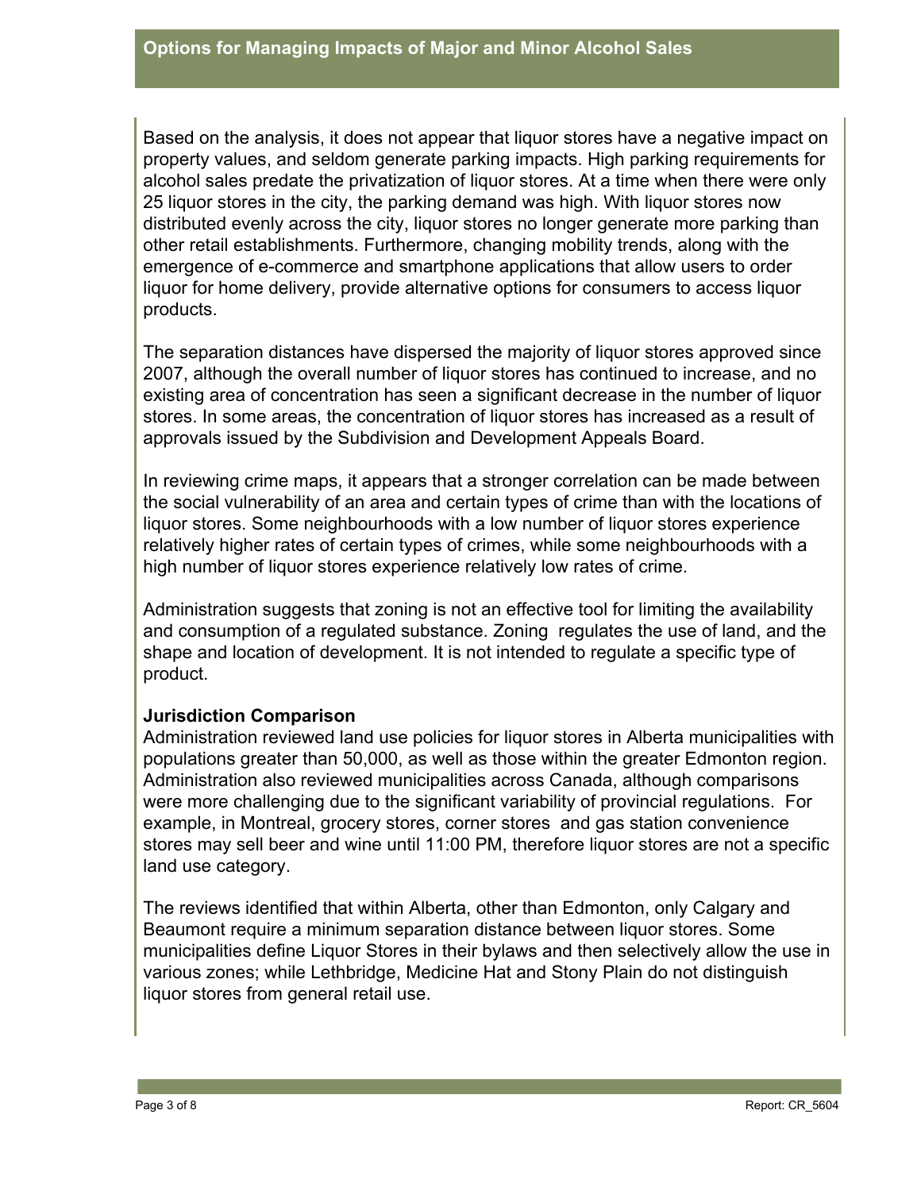Based on the analysis, it does not appear that liquor stores have a negative impact on property values, and seldom generate parking impacts. High parking requirements for alcohol sales predate the privatization of liquor stores. At a time when there were only 25 liquor stores in the city, the parking demand was high. With liquor stores now distributed evenly across the city, liquor stores no longer generate more parking than other retail establishments. Furthermore, changing mobility trends, along with the emergence of e-commerce and smartphone applications that allow users to order liquor for home delivery, provide alternative options for consumers to access liquor products.

The separation distances have dispersed the majority of liquor stores approved since 2007, although the overall number of liquor stores has continued to increase, and no existing area of concentration has seen a significant decrease in the number of liquor stores. In some areas, the concentration of liquor stores has increased as a result of approvals issued by the Subdivision and Development Appeals Board.

In reviewing crime maps, it appears that a stronger correlation can be made between the social vulnerability of an area and certain types of crime than with the locations of liquor stores. Some neighbourhoods with a low number of liquor stores experience relatively higher rates of certain types of crimes, while some neighbourhoods with a high number of liquor stores experience relatively low rates of crime.

Administration suggests that zoning is not an effective tool for limiting the availability and consumption of a regulated substance. Zoning regulates the use of land, and the shape and location of development. It is not intended to regulate a specific type of product.

**Jurisdiction Comparison**

Administration reviewed land use policies for liquor stores in Alberta municipalities with populations greater than 50,000, as well as those within the greater Edmonton region. Administration also reviewed municipalities across Canada, although comparisons were more challenging due to the significant variability of provincial regulations. For example, in Montreal, grocery stores, corner stores and gas station convenience stores may sell beer and wine until 11:00 PM, therefore liquor stores are not a specific land use category.

The reviews identified that within Alberta, other than Edmonton, only Calgary and Beaumont require a minimum separation distance between liquor stores. Some municipalities define Liquor Stores in their bylaws and then selectively allow the use in various zones; while Lethbridge, Medicine Hat and Stony Plain do not distinguish liquor stores from general retail use.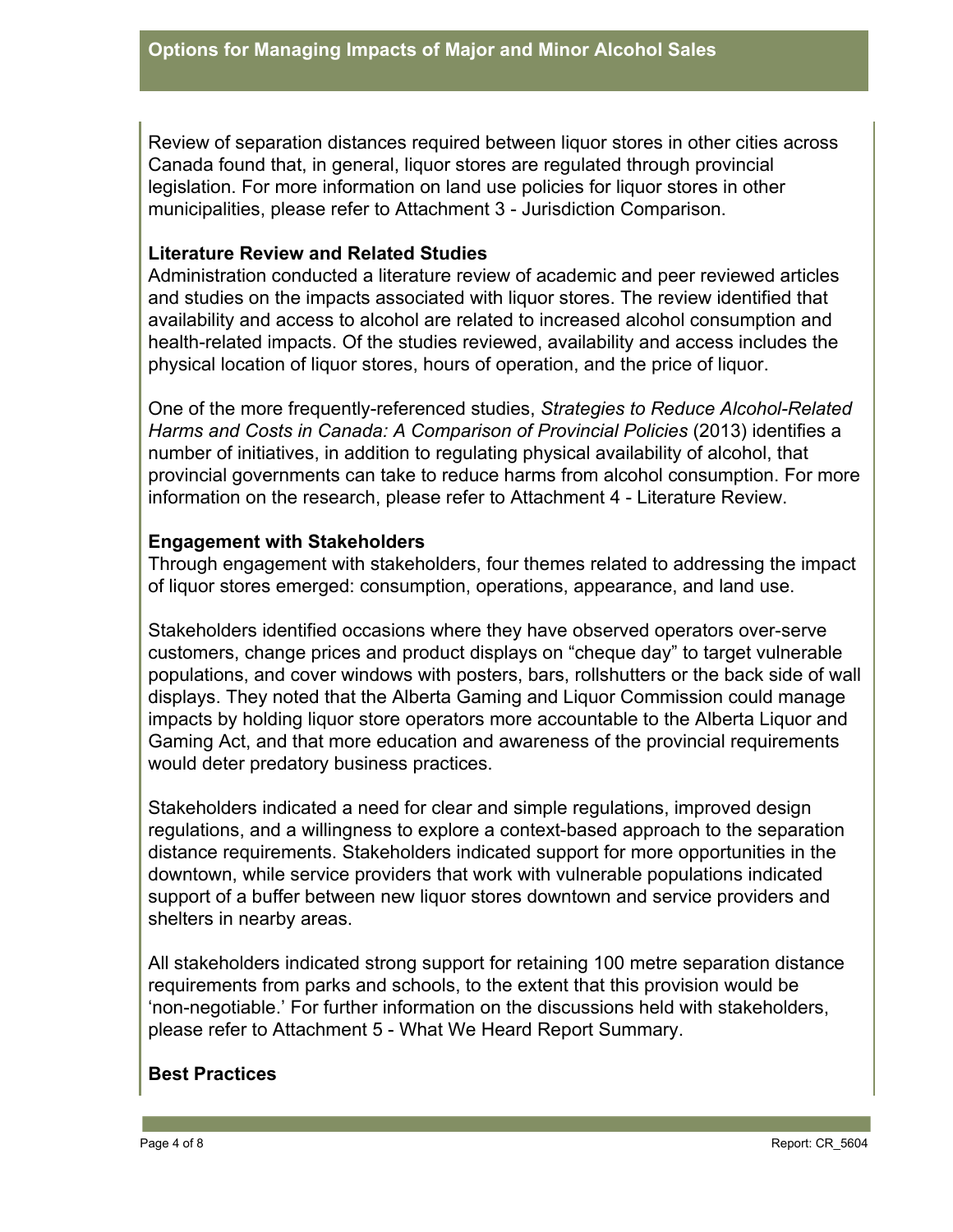Review of separation distances required between liquor stores in other cities across Canada found that, in general, liquor stores are regulated through provincial legislation. For more information on land use policies for liquor stores in other municipalities, please refer to Attachment 3 - Jurisdiction Comparison.

**Literature Review and Related Studies**

Administration conducted a literature review of academic and peer reviewed articles and studies on the impacts associated with liquor stores. The review identified that availability and access to alcohol are related to increased alcohol consumption and health-related impacts. Of the studies reviewed, availability and access includes the physical location of liquor stores, hours of operation, and the price of liquor.

One of the more frequently-referenced studies, *Strategies to Reduce Alcohol-Related Harms and Costs in Canada: A Comparison of Provincial Policies* (2013) identifies a number of initiatives, in addition to regulating physical availability of alcohol, that provincial governments can take to reduce harms from alcohol consumption. For more information on the research, please refer to Attachment 4 - Literature Review.

**Engagement with Stakeholders**

Through engagement with stakeholders, four themes related to addressing the impact of liquor stores emerged: consumption, operations, appearance, and land use.

Stakeholders identified occasions where they have observed operators over-serve customers, change prices and product displays on "cheque day" to target vulnerable populations, and cover windows with posters, bars, rollshutters or the back side of wall displays. They noted that the Alberta Gaming and Liquor Commission could manage impacts by holding liquor store operators more accountable to the Alberta Liquor and Gaming Act, and that more education and awareness of the provincial requirements would deter predatory business practices.

Stakeholders indicated a need for clear and simple regulations, improved design regulations, and a willingness to explore a context-based approach to the separation distance requirements. Stakeholders indicated support for more opportunities in the downtown, while service providers that work with vulnerable populations indicated support of a buffer between new liquor stores downtown and service providers and shelters in nearby areas.

All stakeholders indicated strong support for retaining 100 metre separation distance requirements from parks and schools, to the extent that this provision would be 'non-negotiable.' For further information on the discussions held with stakeholders, please refer to Attachment 5 - What We Heard Report Summary.

**Best Practices**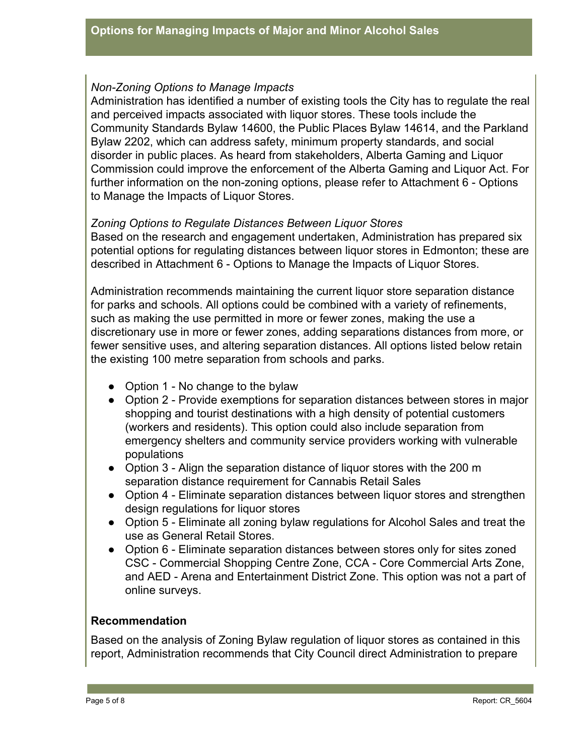*Non-Zoning Options to Manage Impacts*
Administration has identified a number of existing tools the City has to regulate the real and perceived impacts associated with liquor stores. These tools include the Community Standards Bylaw 14600, the Public Places Bylaw 14614, and the Parkland Bylaw 2202, which can address safety, minimum property standards, and social disorder in public places. As heard from stakeholders, Alberta Gaming and Liquor Commission could improve the enforcement of the Alberta Gaming and Liquor Act. For further information on the non-zoning options, please refer to Attachment 6 - Options to Manage the Impacts of Liquor Stores.

*Zoning Options to Regulate Distances Between Liquor Stores*
Based on the research and engagement undertaken, Administration has prepared six potential options for regulating distances between liquor stores in Edmonton; these are described in Attachment 6 - Options to Manage the Impacts of Liquor Stores.

Administration recommends maintaining the current liquor store separation distance for parks and schools. All options could be combined with a variety of refinements, such as making the use permitted in more or fewer zones, making the use a discretionary use in more or fewer zones, adding separations distances from more, or fewer sensitive uses, and altering separation distances. All options listed below retain the existing 100 metre separation from schools and parks.

- Option 1 - No change to the bylaw
- Option 2 - Provide exemptions for separation distances between stores in major shopping and tourist destinations with a high density of potential customers (workers and residents). This option could also include separation from emergency shelters and community service providers working with vulnerable populations
- Option 3 - Align the separation distance of liquor stores with the 200 m separation distance requirement for Cannabis Retail Sales
- Option 4 - Eliminate separation distances between liquor stores and strengthen design regulations for liquor stores
- Option 5 - Eliminate all zoning bylaw regulations for Alcohol Sales and treat the use as General Retail Stores.
- Option 6 - Eliminate separation distances between stores only for sites zoned CSC - Commercial Shopping Centre Zone, CCA - Core Commercial Arts Zone, and AED - Arena and Entertainment District Zone. This option was not a part of online surveys.

**Recommendation**

Based on the analysis of Zoning Bylaw regulation of liquor stores as contained in this report, Administration recommends that City Council direct Administration to prepare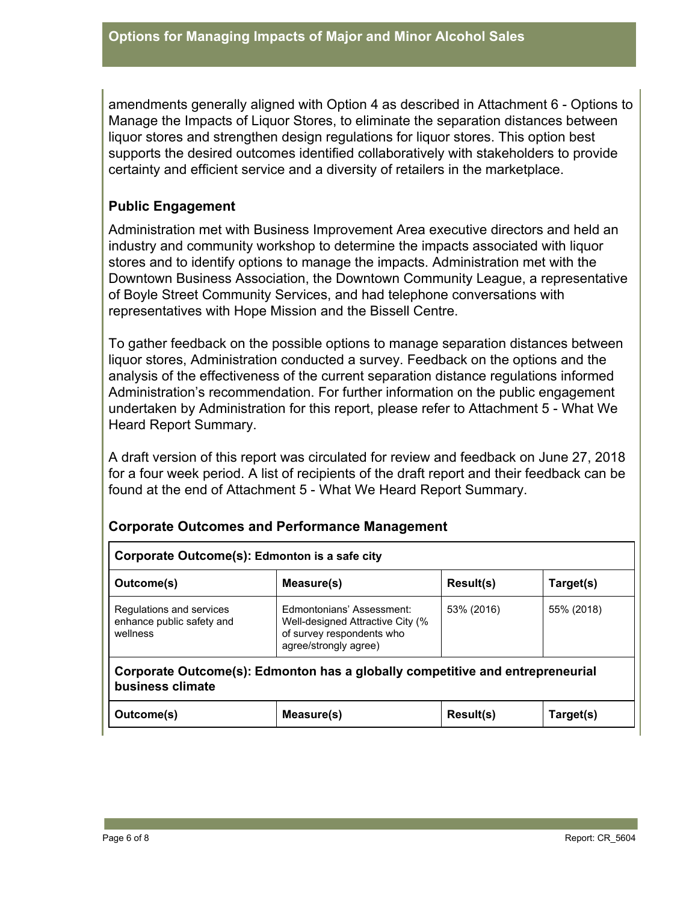amendments generally aligned with Option 4 as described in Attachment 6 - Options to Manage the Impacts of Liquor Stores, to eliminate the separation distances between liquor stores and strengthen design regulations for liquor stores. This option best supports the desired outcomes identified collaboratively with stakeholders to provide certainty and efficient service and a diversity of retailers in the marketplace.

## Public Engagement

Administration met with Business Improvement Area executive directors and held an industry and community workshop to determine the impacts associated with liquor stores and to identify options to manage the impacts. Administration met with the Downtown Business Association, the Downtown Community League, a representative of Boyle Street Community Services, and had telephone conversations with representatives with Hope Mission and the Bissell Centre.

To gather feedback on the possible options to manage separation distances between liquor stores, Administration conducted a survey. Feedback on the options and the analysis of the effectiveness of the current separation distance regulations informed Administration's recommendation. For further information on the public engagement undertaken by Administration for this report, please refer to Attachment 5 - What We Heard Report Summary.

A draft version of this report was circulated for review and feedback on June 27, 2018 for a four week period. A list of recipients of the draft report and their feedback can be found at the end of Attachment 5 - What We Heard Report Summary.

## Corporate Outcomes and Performance Management

| **Corporate Outcome(s): Edmonton is a safe city** | | | |
|---|---|---|---|
| **Outcome(s)** | **Measure(s)** | **Result(s)** | **Target(s)** |
| Regulations and services enhance public safety and wellness | Edmontonians' Assessment: Well-designed Attractive City (% of survey respondents who agree/strongly agree) | 53% (2016) | 55% (2018) |
| **Corporate Outcome(s): Edmonton has a globally competitive and entrepreneurial business climate** | | | |
| **Outcome(s)** | **Measure(s)** | **Result(s)** | **Target(s)** |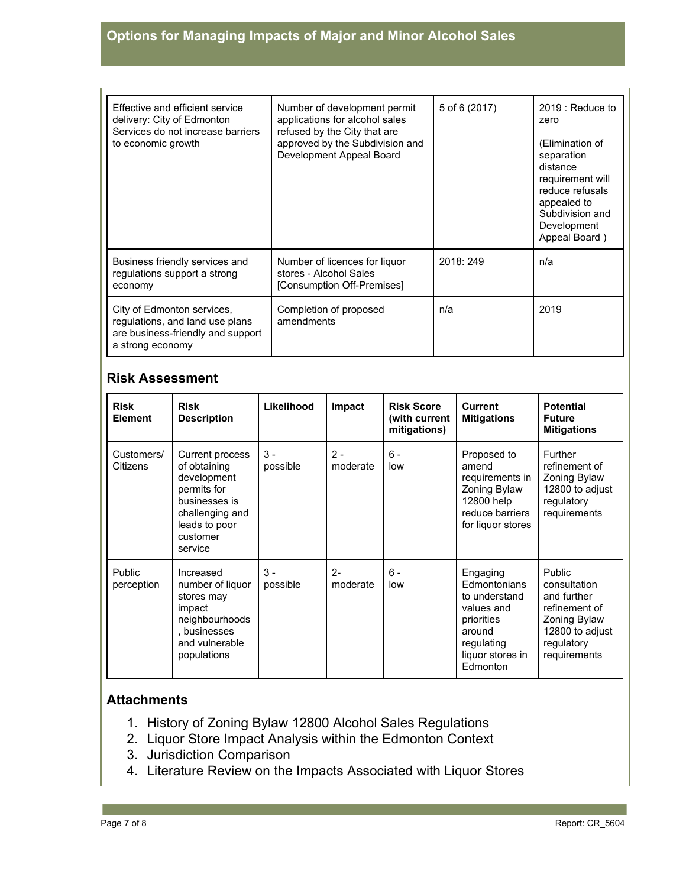| Effective and efficient service delivery: City of Edmonton Services do not increase barriers to economic growth | Number of development permit applications for alcohol sales refused by the City that are approved by the Subdivision and Development Appeal Board | 5 of 6 (2017) | 2019 : Reduce to zero (Elimination of separation distance requirement will reduce refusals appealed to Subdivision and Development Appeal Board ) |
|---|---|---|---|
| Business friendly services and regulations support a strong economy | Number of licences for liquor stores - Alcohol Sales [Consumption Off-Premises] | 2018: 249 | n/a |
| City of Edmonton services, regulations, and land use plans are business-friendly and support a strong economy | Completion of proposed amendments | n/a | 2019 |

## Risk Assessment

| Risk Element | Risk Description | Likelihood | Impact | Risk Score (with current mitigations) | Current Mitigations | Potential Future Mitigations |
|---|---|---|---|---|---|---|
| Customers/ Citizens | Current process of obtaining development permits for businesses is challenging and leads to poor customer service | 3 - possible | 2 - moderate | 6 - low | Proposed to amend requirements in Zoning Bylaw 12800 help reduce barriers for liquor stores | Further refinement of Zoning Bylaw 12800 to adjust regulatory requirements |
| Public perception | Increased number of liquor stores may impact neighbourhoods , businesses and vulnerable populations | 3 - possible | 2- moderate | 6 - low | Engaging Edmontonians to understand values and priorities around regulating liquor stores in Edmonton | Public consultation and further refinement of Zoning Bylaw 12800 to adjust regulatory requirements |

## Attachments

1. History of Zoning Bylaw 12800 Alcohol Sales Regulations
2. Liquor Store Impact Analysis within the Edmonton Context
3. Jurisdiction Comparison
4. Literature Review on the Impacts Associated with Liquor Stores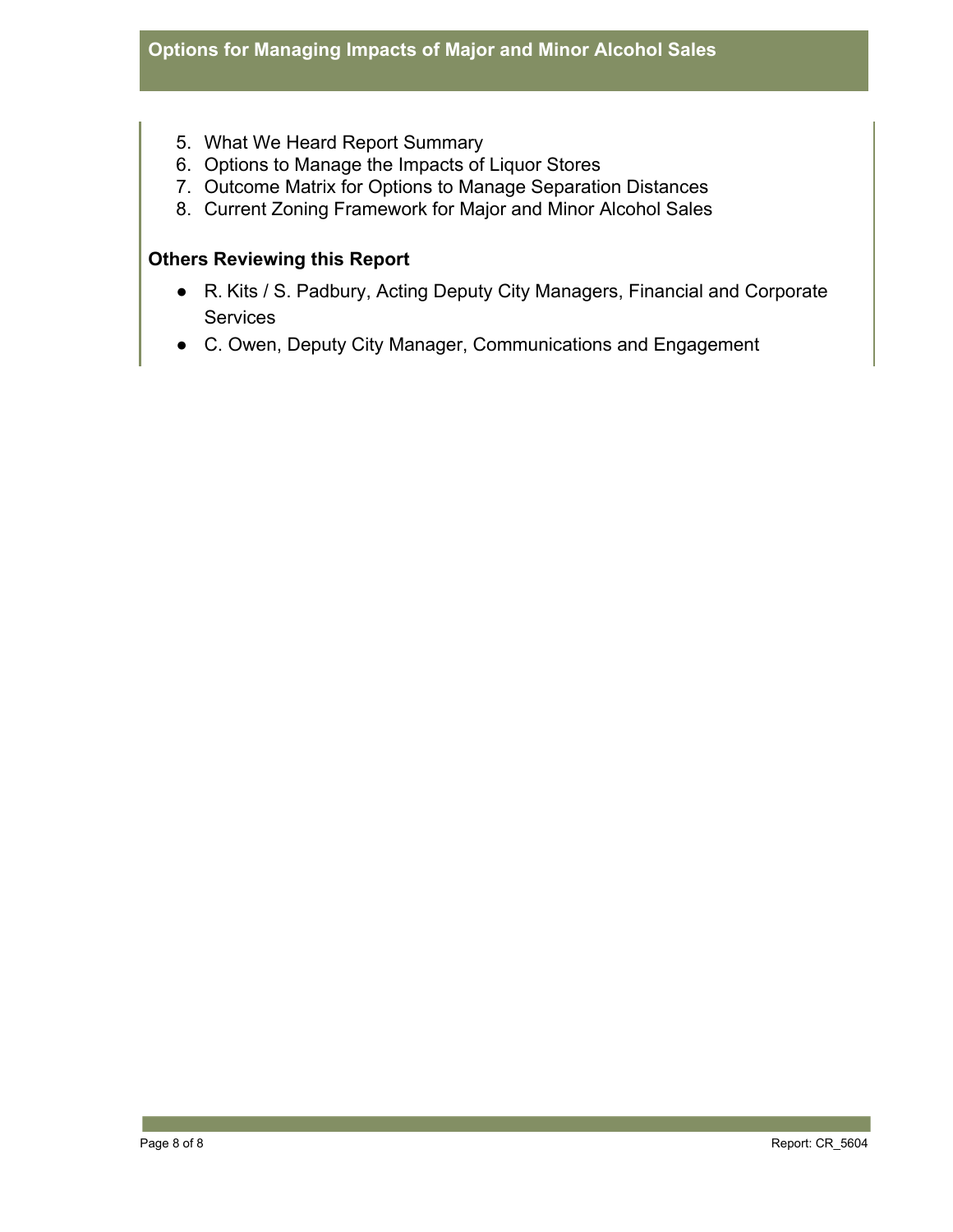5. What We Heard Report Summary
6. Options to Manage the Impacts of Liquor Stores
7. Outcome Matrix for Options to Manage Separation Distances
8. Current Zoning Framework for Major and Minor Alcohol Sales

**Others Reviewing this Report**

- R. Kits / S. Padbury, Acting Deputy City Managers, Financial and Corporate Services
- C. Owen, Deputy City Manager, Communications and Engagement